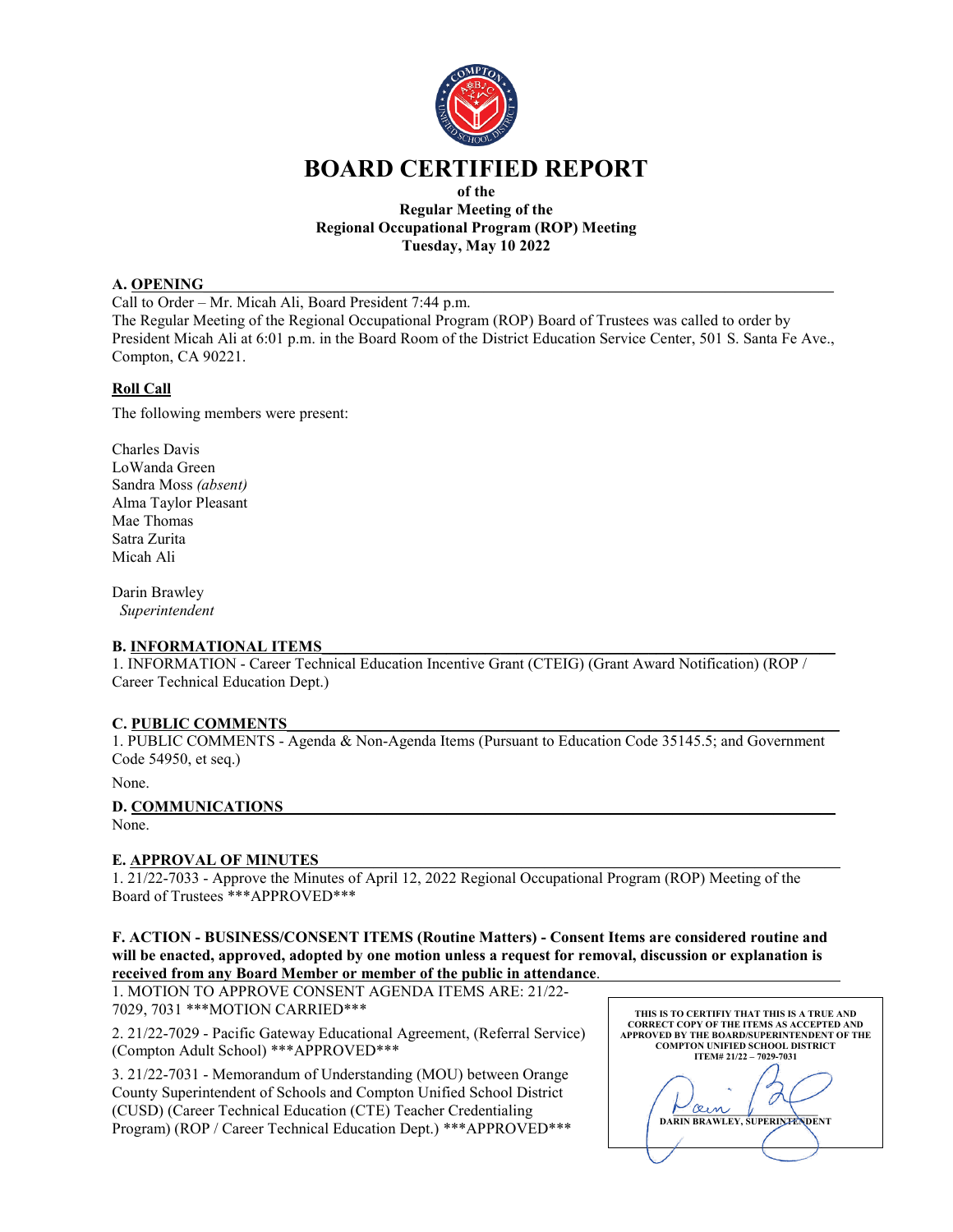# BOARD CERTIFIED REPORT

**of the**
**Regular Meeting of the**
**Regional Occupational Program (ROP) Meeting**
**Tuesday, May 10 2022**

## A. OPENING

Call to Order – Mr. Micah Ali, Board President 7:44 p.m.
The Regular Meeting of the Regional Occupational Program (ROP) Board of Trustees was called to order by President Micah Ali at 6:01 p.m. in the Board Room of the District Education Service Center, 501 S. Santa Fe Ave., Compton, CA 90221.

### Roll Call

The following members were present:

Charles Davis
LoWanda Green
Sandra Moss *(absent)*
Alma Taylor Pleasant
Mae Thomas
Satra Zurita
Micah Ali

Darin Brawley
*Superintendent*

## B. INFORMATIONAL ITEMS

1. INFORMATION - Career Technical Education Incentive Grant (CTEIG) (Grant Award Notification) (ROP / Career Technical Education Dept.)

## C. PUBLIC COMMENTS

1. PUBLIC COMMENTS - Agenda & Non-Agenda Items (Pursuant to Education Code 35145.5; and Government Code 54950, et seq.)

None.

## D. COMMUNICATIONS

None.

## E. APPROVAL OF MINUTES

1. 21/22-7033 - Approve the Minutes of April 12, 2022 Regional Occupational Program (ROP) Meeting of the Board of Trustees ***APPROVED***

## F. ACTION - BUSINESS/CONSENT ITEMS (Routine Matters) - Consent Items are considered routine and will be enacted, approved, adopted by one motion unless a request for removal, discussion or explanation is received from any Board Member or member of the public in attendance.

1. MOTION TO APPROVE CONSENT AGENDA ITEMS ARE: 21/22-7029, 7031 ***MOTION CARRIED***

2. 21/22-7029 - Pacific Gateway Educational Agreement, (Referral Service) (Compton Adult School) ***APPROVED***

3. 21/22-7031 - Memorandum of Understanding (MOU) between Orange County Superintendent of Schools and Compton Unified School District (CUSD) (Career Technical Education (CTE) Teacher Credentialing Program) (ROP / Career Technical Education Dept.) ***APPROVED***

**THIS IS TO CERTIFY THAT THIS IS A TRUE AND CORRECT COPY OF THE ITEMS AS ACCEPTED AND APPROVED BY THE BOARD/SUPERINTENDENT OF THE COMPTON UNIFIED SCHOOL DISTRICT ITEM# 21/22 – 7029-7031**

**DARIN BRAWLEY, SUPERINTENDENT**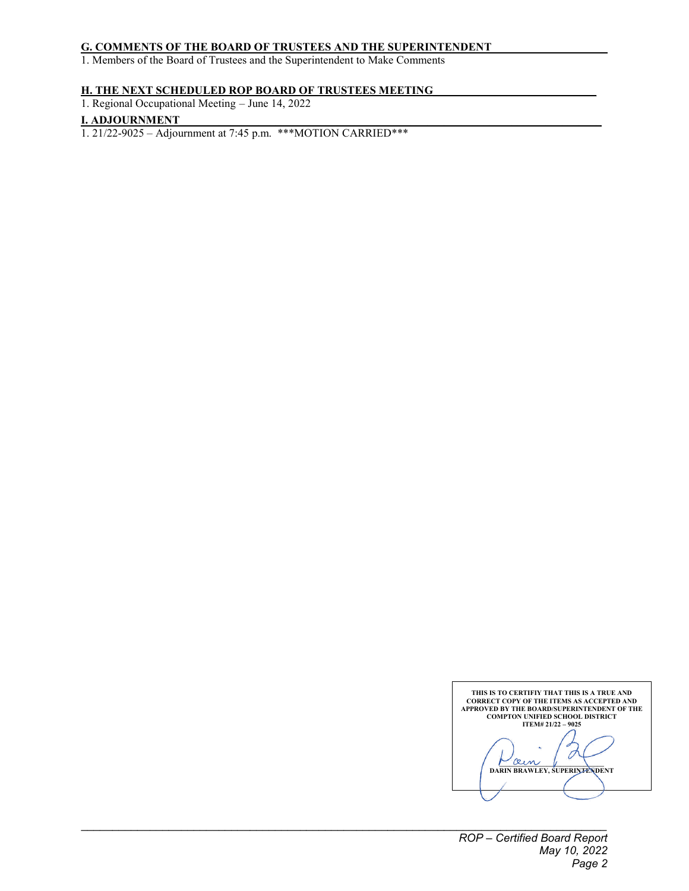## G. COMMENTS OF THE BOARD OF TRUSTEES AND THE SUPERINTENDENT

1. Members of the Board of Trustees and the Superintendent to Make Comments

## H. THE NEXT SCHEDULED ROP BOARD OF TRUSTEES MEETING

1. Regional Occupational Meeting – June 14, 2022

## I. ADJOURNMENT

1. 21/22-9025 – Adjournment at 7:45 p.m. ***MOTION CARRIED***

**THIS IS TO CERTIFIY THAT THIS IS A TRUE AND CORRECT COPY OF THE ITEMS AS ACCEPTED AND APPROVED BY THE BOARD/SUPERINTENDENT OF THE COMPTON UNIFIED SCHOOL DISTRICT**
**ITEM# 21/22 – 9025**

**DARIN BRAWLEY, SUPERINTENDENT**